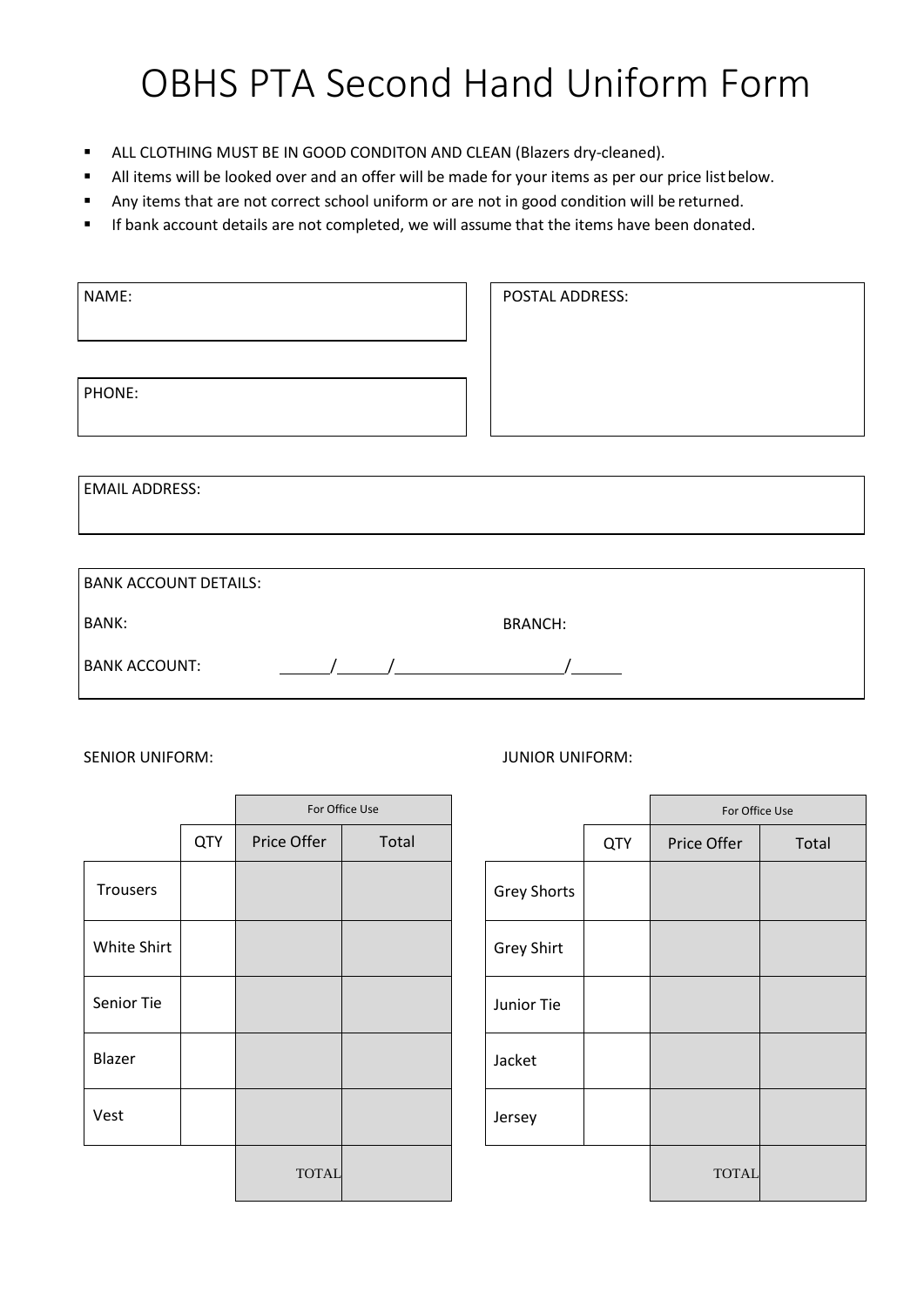# OBHS PTA Second Hand Uniform Form

- ALL CLOTHING MUST BE IN GOOD CONDITON AND CLEAN (Blazers dry-cleaned).
- All items will be looked over and an offer will be made for your items as per our price list below.
- Any items that are not correct school uniform or are not in good condition will be returned.
- If bank account details are not completed, we will assume that the items have been donated.

NAME:

PHONE:

POSTAL ADDRESS:

EMAIL ADDRESS:

BANK ACCOUNT DETAILS:

BANK: BRANCH:

BANK ACCOUNT: \_\_\_\_\_\_/\_\_\_\_\_\_/\_\_\_\_\_\_\_\_\_\_\_\_\_\_\_\_\_\_\_\_/\_\_\_\_\_\_

SENIOR UNIFORM:

| | | For Office Use | |
|---|---|---|---|
| | QTY | Price Offer | Total |
| Trousers | | | |
| White Shirt | | | |
| Senior Tie | | | |
| Blazer | | | |
| Vest | | | |
| | | TOTAL | |

JUNIOR UNIFORM:

| | | For Office Use | |
|---|---|---|---|
| | QTY | Price Offer | Total |
| Grey Shorts | | | |
| Grey Shirt | | | |
| Junior Tie | | | |
| Jacket | | | |
| Jersey | | | |
| | | TOTAL | |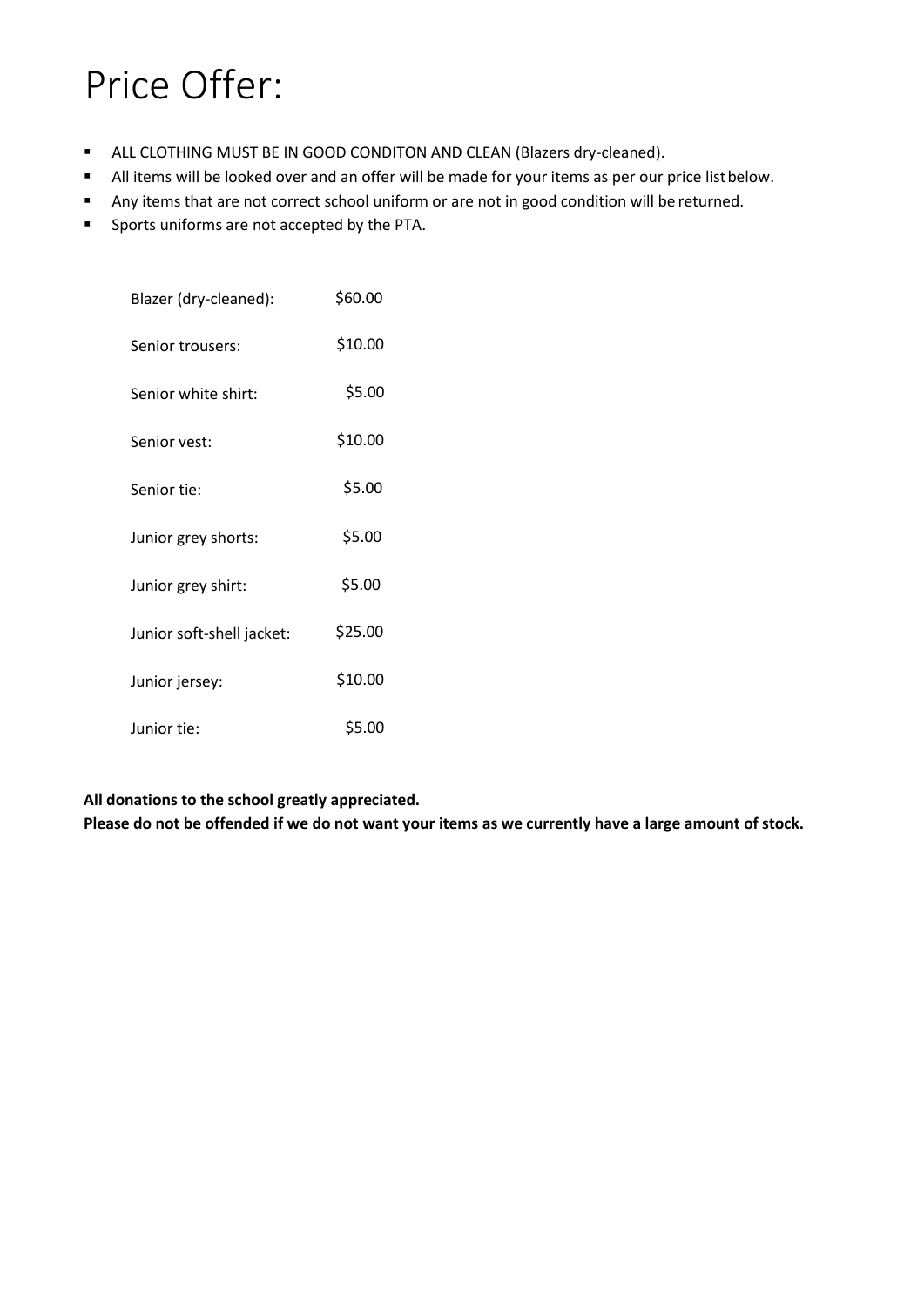# Price Offer:

- ALL CLOTHING MUST BE IN GOOD CONDITON AND CLEAN (Blazers dry-cleaned).
- All items will be looked over and an offer will be made for your items as per our price list below.
- Any items that are not correct school uniform or are not in good condition will be returned.
- Sports uniforms are not accepted by the PTA.

| | |
|---|---|
| Blazer (dry-cleaned): | $60.00 |
| Senior trousers: | $10.00 |
| Senior white shirt: | $5.00 |
| Senior vest: | $10.00 |
| Senior tie: | $5.00 |
| Junior grey shorts: | $5.00 |
| Junior grey shirt: | $5.00 |
| Junior soft-shell jacket: | $25.00 |
| Junior jersey: | $10.00 |
| Junior tie: | $5.00 |

**All donations to the school greatly appreciated.**
**Please do not be offended if we do not want your items as we currently have a large amount of stock.**